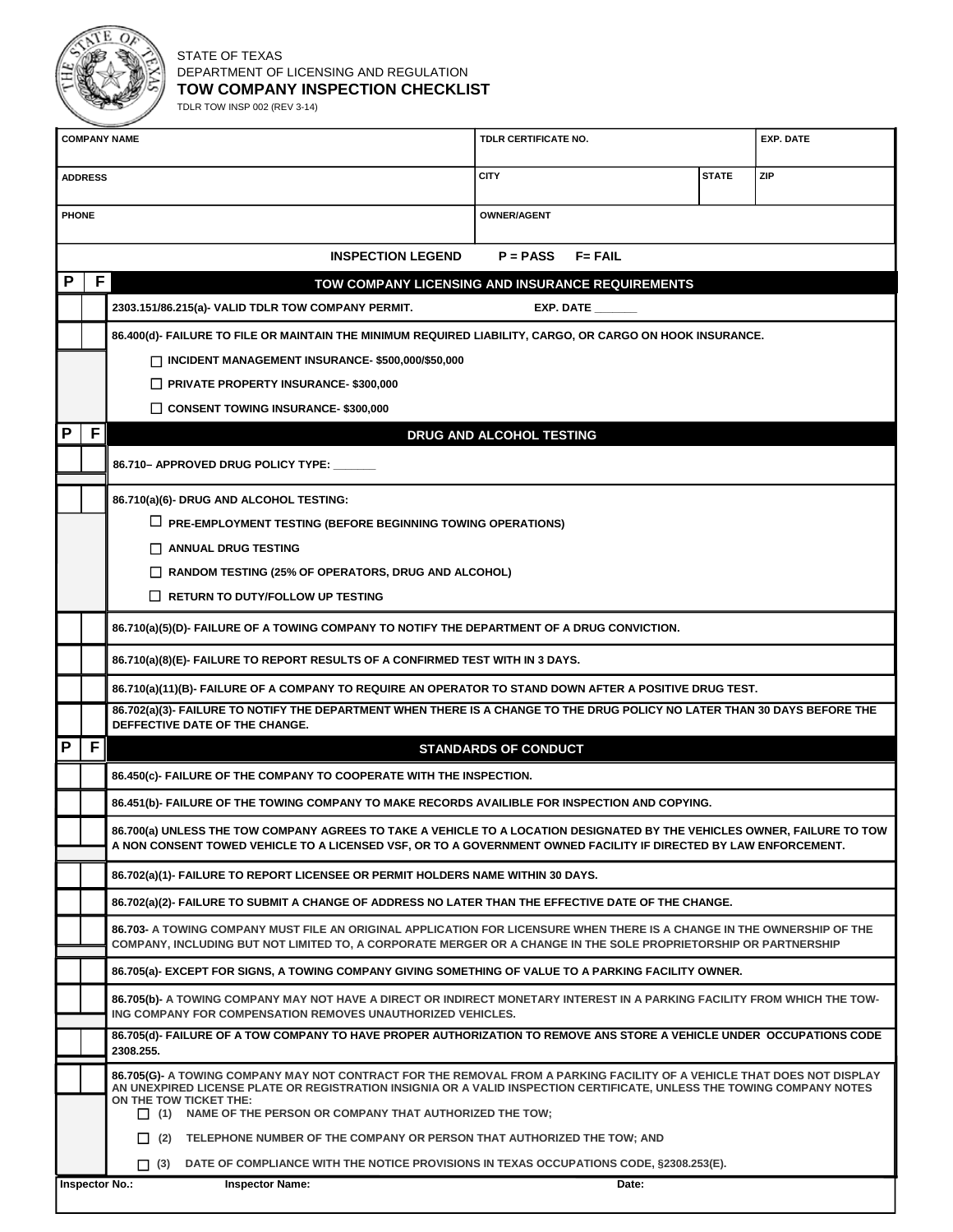STATE OF TEXAS

DEPARTMENT OF LICENSING AND REGULATION

# TOW COMPANY INSPECTION CHECKLIST

TDLR TOW INSP 002 (REV 3-14)

| | | | | |
|---|---|---|---|---|
| **COMPANY NAME** | **TDLR CERTIFICATE NO.** | | **EXP. DATE** | |
| **ADDRESS** | **CITY** | **STATE** | **ZIP** | |
| **PHONE** | **OWNER/AGENT** | | | |

**INSPECTION LEGEND  P = PASS  F= FAIL**

| P | F | TOW COMPANY LICENSING AND INSURANCE REQUIREMENTS |
|---|---|---|
| | | 2303.151/86.215(a)- VALID TDLR TOW COMPANY PERMIT. EXP. DATE _______ |
| | | 86.400(d)- FAILURE TO FILE OR MAINTAIN THE MINIMUM REQUIRED LIABILITY, CARGO, OR CARGO ON HOOK INSURANCE. |
| | | ☐ INCIDENT MANAGEMENT INSURANCE- $500,000/$50,000 |
| | | ☐ PRIVATE PROPERTY INSURANCE- $300,000 |
| | | ☐ CONSENT TOWING INSURANCE- $300,000 |

| P | F | DRUG AND ALCOHOL TESTING |
|---|---|---|
| | | 86.710– APPROVED DRUG POLICY TYPE: _______ |
| | | 86.710(a)(6)- DRUG AND ALCOHOL TESTING: |
| | | ☐ PRE-EMPLOYMENT TESTING (BEFORE BEGINNING TOWING OPERATIONS) |
| | | ☐ ANNUAL DRUG TESTING |
| | | ☐ RANDOM TESTING (25% OF OPERATORS, DRUG AND ALCOHOL) |
| | | ☐ RETURN TO DUTY/FOLLOW UP TESTING |
| | | 86.710(a)(5)(D)- FAILURE OF A TOWING COMPANY TO NOTIFY THE DEPARTMENT OF A DRUG CONVICTION. |
| | | 86.710(a)(8)(E)- FAILURE TO REPORT RESULTS OF A CONFIRMED TEST WITH IN 3 DAYS. |
| | | 86.710(a)(11)(B)- FAILURE OF A COMPANY TO REQUIRE AN OPERATOR TO STAND DOWN AFTER A POSITIVE DRUG TEST. |
| | | 86.702(a)(3)- FAILURE TO NOTIFY THE DEPARTMENT WHEN THERE IS A CHANGE TO THE DRUG POLICY NO LATER THAN 30 DAYS BEFORE THE DEFFECTIVE DATE OF THE CHANGE. |

| P | F | STANDARDS OF CONDUCT |
|---|---|---|
| | | 86.450(c)- FAILURE OF THE COMPANY TO COOPERATE WITH THE INSPECTION. |
| | | 86.451(b)- FAILURE OF THE TOWING COMPANY TO MAKE RECORDS AVAILIBLE FOR INSPECTION AND COPYING. |
| | | 86.700(a) UNLESS THE TOW COMPANY AGREES TO TAKE A VEHICLE TO A LOCATION DESIGNATED BY THE VEHICLES OWNER, FAILURE TO TOW A NON CONSENT TOWED VEHICLE TO A LICENSED VSF, OR TO A GOVERNMENT OWNED FACILITY IF DIRECTED BY LAW ENFORCEMENT. |
| | | 86.702(a)(1)- FAILURE TO REPORT LICENSEE OR PERMIT HOLDERS NAME WITHIN 30 DAYS. |
| | | 86.702(a)(2)- FAILURE TO SUBMIT A CHANGE OF ADDRESS NO LATER THAN THE EFFECTIVE DATE OF THE CHANGE. |
| | | 86.703- A TOWING COMPANY MUST FILE AN ORIGINAL APPLICATION FOR LICENSURE WHEN THERE IS A CHANGE IN THE OWNERSHIP OF THE COMPANY, INCLUDING BUT NOT LIMITED TO, A CORPORATE MERGER OR A CHANGE IN THE SOLE PROPRIETORSHIP OR PARTNERSHIP |
| | | 86.705(a)- EXCEPT FOR SIGNS, A TOWING COMPANY GIVING SOMETHING OF VALUE TO A PARKING FACILITY OWNER. |
| | | 86.705(b)- A TOWING COMPANY MAY NOT HAVE A DIRECT OR INDIRECT MONETARY INTEREST IN A PARKING FACILITY FROM WHICH THE TOWING COMPANY FOR COMPENSATION REMOVES UNAUTHORIZED VEHICLES. |
| | | 86.705(d)- FAILURE OF A TOW COMPANY TO HAVE PROPER AUTHORIZATION TO REMOVE ANS STORE A VEHICLE UNDER OCCUPATIONS CODE 2308.255. |
| | | 86.705(G)- A TOWING COMPANY MAY NOT CONTRACT FOR THE REMOVAL FROM A PARKING FACILITY OF A VEHICLE THAT DOES NOT DISPLAY AN UNEXPIRED LICENSE PLATE OR REGISTRATION INSIGNIA OR A VALID INSPECTION CERTIFICATE, UNLESS THE TOWING COMPANY NOTES ON THE TOW TICKET THE: |
| | | ☐ (1) NAME OF THE PERSON OR COMPANY THAT AUTHORIZED THE TOW; |
| | | ☐ (2) TELEPHONE NUMBER OF THE COMPANY OR PERSON THAT AUTHORIZED THE TOW; AND |
| | | ☐ (3) DATE OF COMPLIANCE WITH THE NOTICE PROVISIONS IN TEXAS OCCUPATIONS CODE, §2308.253(E). |

| | | |
|---|---|---|
| **Inspector No.:** | **Inspector Name:** | **Date:** |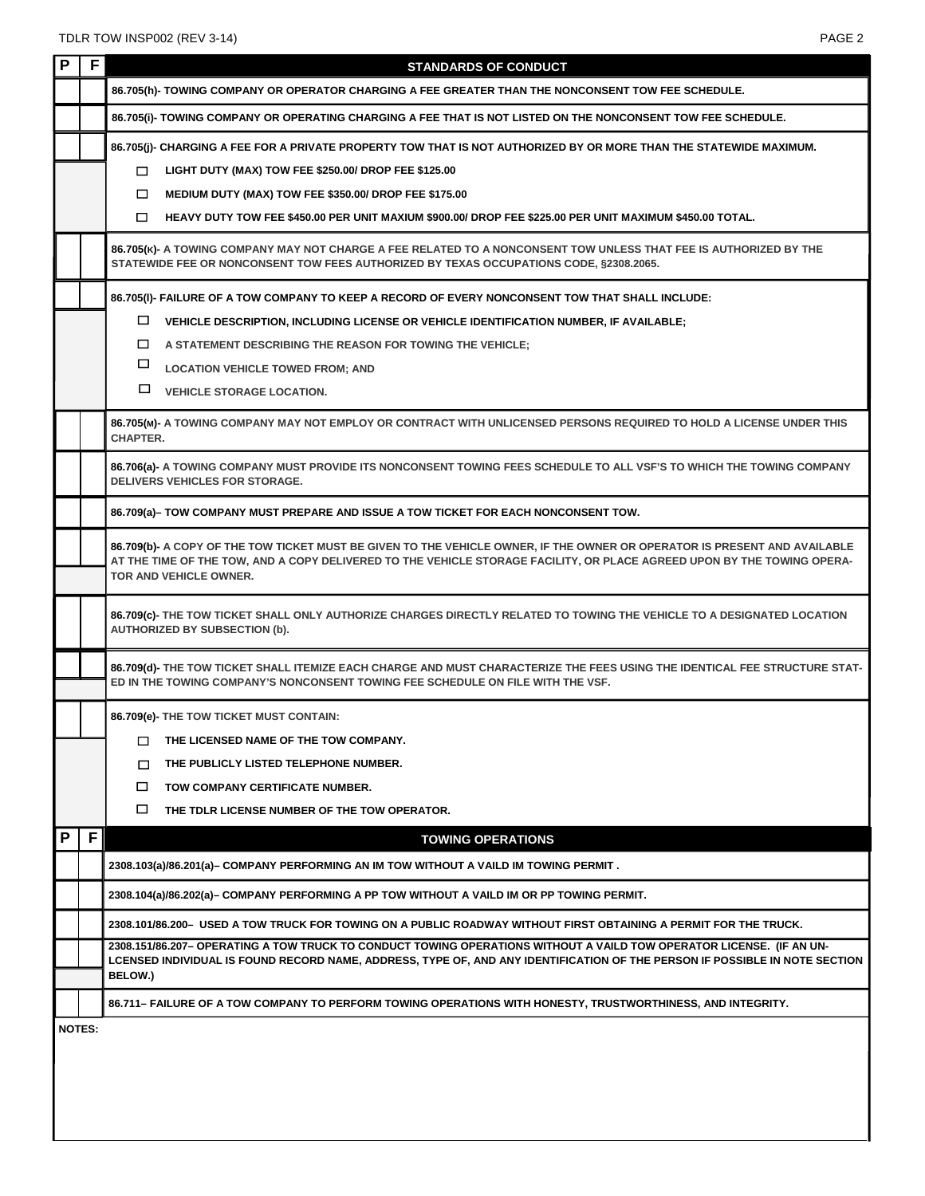| P | F | STANDARDS OF CONDUCT |
|---|---|---|
| | | 86.705(h)- TOWING COMPANY OR OPERATOR CHARGING A FEE GREATER THAN THE NONCONSENT TOW FEE SCHEDULE. |
| | | 86.705(i)- TOWING COMPANY OR OPERATING CHARGING A FEE THAT IS NOT LISTED ON THE NONCONSENT TOW FEE SCHEDULE. |
| | | 86.705(j)- CHARGING A FEE FOR A PRIVATE PROPERTY TOW THAT IS NOT AUTHORIZED BY OR MORE THAN THE STATEWIDE MAXIMUM.<br>☐ LIGHT DUTY (MAX) TOW FEE $250.00/ DROP FEE $125.00<br>☐ MEDIUM DUTY (MAX) TOW FEE $350.00/ DROP FEE $175.00<br>☐ HEAVY DUTY TOW FEE $450.00 PER UNIT MAXIUM $900.00/ DROP FEE $225.00 PER UNIT MAXIMUM $450.00 TOTAL. |
| | | 86.705(K)- A TOWING COMPANY MAY NOT CHARGE A FEE RELATED TO A NONCONSENT TOW UNLESS THAT FEE IS AUTHORIZED BY THE STATEWIDE FEE OR NONCONSENT TOW FEES AUTHORIZED BY TEXAS OCCUPATIONS CODE, §2308.2065. |
| | | 86.705(l)- FAILURE OF A TOW COMPANY TO KEEP A RECORD OF EVERY NONCONSENT TOW THAT SHALL INCLUDE:<br>☐ VEHICLE DESCRIPTION, INCLUDING LICENSE OR VEHICLE IDENTIFICATION NUMBER, IF AVAILABLE;<br>☐ A STATEMENT DESCRIBING THE REASON FOR TOWING THE VEHICLE;<br>☐ LOCATION VEHICLE TOWED FROM; AND<br>☐ VEHICLE STORAGE LOCATION. |
| | | 86.705(M)- A TOWING COMPANY MAY NOT EMPLOY OR CONTRACT WITH UNLICENSED PERSONS REQUIRED TO HOLD A LICENSE UNDER THIS CHAPTER. |
| | | 86.706(a)- A TOWING COMPANY MUST PROVIDE ITS NONCONSENT TOWING FEES SCHEDULE TO ALL VSF'S TO WHICH THE TOWING COMPANY DELIVERS VEHICLES FOR STORAGE. |
| | | 86.709(a)– TOW COMPANY MUST PREPARE AND ISSUE A TOW TICKET FOR EACH NONCONSENT TOW. |
| | | 86.709(b)- A COPY OF THE TOW TICKET MUST BE GIVEN TO THE VEHICLE OWNER, IF THE OWNER OR OPERATOR IS PRESENT AND AVAILABLE AT THE TIME OF THE TOW, AND A COPY DELIVERED TO THE VEHICLE STORAGE FACILITY, OR PLACE AGREED UPON BY THE TOWING OPERATOR AND VEHICLE OWNER. |
| | | 86.709(c)- THE TOW TICKET SHALL ONLY AUTHORIZE CHARGES DIRECTLY RELATED TO TOWING THE VEHICLE TO A DESIGNATED LOCATION AUTHORIZED BY SUBSECTION (b). |
| | | 86.709(d)- THE TOW TICKET SHALL ITEMIZE EACH CHARGE AND MUST CHARACTERIZE THE FEES USING THE IDENTICAL FEE STRUCTURE STATED IN THE TOWING COMPANY'S NONCONSENT TOWING FEE SCHEDULE ON FILE WITH THE VSF. |
| | | 86.709(e)- THE TOW TICKET MUST CONTAIN:<br>☐ THE LICENSED NAME OF THE TOW COMPANY.<br>☐ THE PUBLICLY LISTED TELEPHONE NUMBER.<br>☐ TOW COMPANY CERTIFICATE NUMBER.<br>☐ THE TDLR LICENSE NUMBER OF THE TOW OPERATOR. |
| **P** | **F** | **TOWING OPERATIONS** |
| | | 2308.103(a)/86.201(a)– COMPANY PERFORMING AN IM TOW WITHOUT A VAILD IM TOWING PERMIT . |
| | | 2308.104(a)/86.202(a)– COMPANY PERFORMING A PP TOW WITHOUT A VAILD IM OR PP TOWING PERMIT. |
| | | 2308.101/86.200– USED A TOW TRUCK FOR TOWING ON A PUBLIC ROADWAY WITHOUT FIRST OBTAINING A PERMIT FOR THE TRUCK. |
| | | 2308.151/86.207– OPERATING A TOW TRUCK TO CONDUCT TOWING OPERATIONS WITHOUT A VAILD TOW OPERATOR LICENSE. (IF AN UNLCENSED INDIVIDUAL IS FOUND RECORD NAME, ADDRESS, TYPE OF, AND ANY IDENTIFICATION OF THE PERSON IF POSSIBLE IN NOTE SECTION BELOW.) |
| | | 86.711– FAILURE OF A TOW COMPANY TO PERFORM TOWING OPERATIONS WITH HONESTY, TRUSTWORTHINESS, AND INTEGRITY. |

**NOTES:**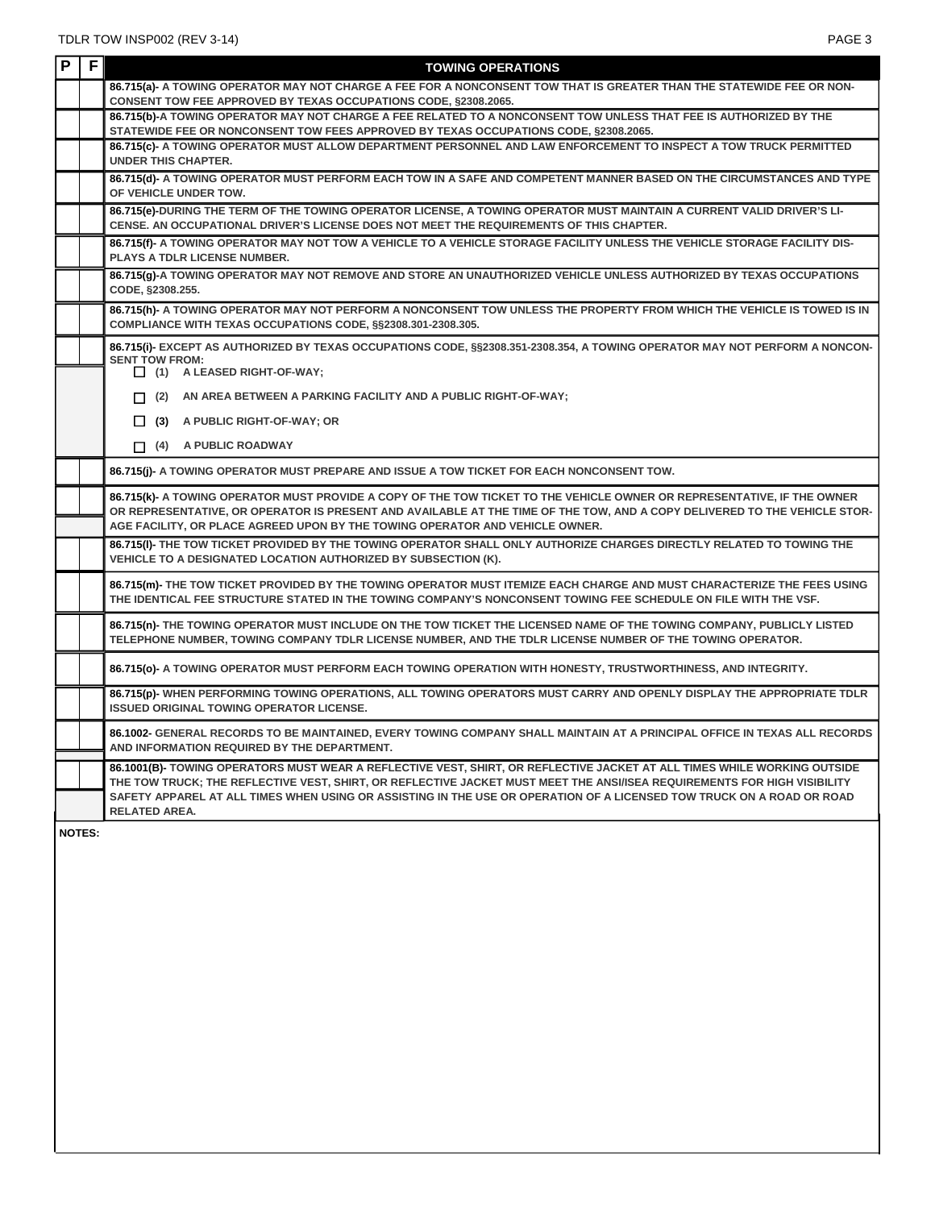| P | F | TOWING OPERATIONS |
|---|---|---|
| | | **86.715(a)- A TOWING OPERATOR MAY NOT CHARGE A FEE FOR A NONCONSENT TOW THAT IS GREATER THAN THE STATEWIDE FEE OR NON-CONSENT TOW FEE APPROVED BY TEXAS OCCUPATIONS CODE, §2308.2065.** |
| | | **86.715(b)-A TOWING OPERATOR MAY NOT CHARGE A FEE RELATED TO A NONCONSENT TOW UNLESS THAT FEE IS AUTHORIZED BY THE STATEWIDE FEE OR NONCONSENT TOW FEES APPROVED BY TEXAS OCCUPATIONS CODE, §2308.2065.** |
| | | **86.715(c)- A TOWING OPERATOR MUST ALLOW DEPARTMENT PERSONNEL AND LAW ENFORCEMENT TO INSPECT A TOW TRUCK PERMITTED UNDER THIS CHAPTER.** |
| | | **86.715(d)- A TOWING OPERATOR MUST PERFORM EACH TOW IN A SAFE AND COMPETENT MANNER BASED ON THE CIRCUMSTANCES AND TYPE OF VEHICLE UNDER TOW.** |
| | | **86.715(e)-DURING THE TERM OF THE TOWING OPERATOR LICENSE, A TOWING OPERATOR MUST MAINTAIN A CURRENT VALID DRIVER'S LICENSE. AN OCCUPATIONAL DRIVER'S LICENSE DOES NOT MEET THE REQUIREMENTS OF THIS CHAPTER.** |
| | | **86.715(f)- A TOWING OPERATOR MAY NOT TOW A VEHICLE TO A VEHICLE STORAGE FACILITY UNLESS THE VEHICLE STORAGE FACILITY DISPLAYS A TDLR LICENSE NUMBER.** |
| | | **86.715(g)-A TOWING OPERATOR MAY NOT REMOVE AND STORE AN UNAUTHORIZED VEHICLE UNLESS AUTHORIZED BY TEXAS OCCUPATIONS CODE, §2308.255.** |
| | | **86.715(h)- A TOWING OPERATOR MAY NOT PERFORM A NONCONSENT TOW UNLESS THE PROPERTY FROM WHICH THE VEHICLE IS TOWED IS IN COMPLIANCE WITH TEXAS OCCUPATIONS CODE, §§2308.301-2308.305.** |
| | | **86.715(i)- EXCEPT AS AUTHORIZED BY TEXAS OCCUPATIONS CODE, §§2308.351-2308.354, A TOWING OPERATOR MAY NOT PERFORM A NONCONSENT TOW FROM:**<br>☐ **(1) A LEASED RIGHT-OF-WAY;**<br>☐ **(2) AN AREA BETWEEN A PARKING FACILITY AND A PUBLIC RIGHT-OF-WAY;**<br>☐ **(3) A PUBLIC RIGHT-OF-WAY; OR**<br>☐ **(4) A PUBLIC ROADWAY** |
| | | **86.715(j)- A TOWING OPERATOR MUST PREPARE AND ISSUE A TOW TICKET FOR EACH NONCONSENT TOW.** |
| | | **86.715(k)- A TOWING OPERATOR MUST PROVIDE A COPY OF THE TOW TICKET TO THE VEHICLE OWNER OR REPRESENTATIVE, IF THE OWNER OR REPRESENTATIVE, OR OPERATOR IS PRESENT AND AVAILABLE AT THE TIME OF THE TOW, AND A COPY DELIVERED TO THE VEHICLE STORAGE FACILITY, OR PLACE AGREED UPON BY THE TOWING OPERATOR AND VEHICLE OWNER.** |
| | | **86.715(l)- THE TOW TICKET PROVIDED BY THE TOWING OPERATOR SHALL ONLY AUTHORIZE CHARGES DIRECTLY RELATED TO TOWING THE VEHICLE TO A DESIGNATED LOCATION AUTHORIZED BY SUBSECTION (K).** |
| | | **86.715(m)- THE TOW TICKET PROVIDED BY THE TOWING OPERATOR MUST ITEMIZE EACH CHARGE AND MUST CHARACTERIZE THE FEES USING THE IDENTICAL FEE STRUCTURE STATED IN THE TOWING COMPANY'S NONCONSENT TOWING FEE SCHEDULE ON FILE WITH THE VSF.** |
| | | **86.715(n)- THE TOWING OPERATOR MUST INCLUDE ON THE TOW TICKET THE LICENSED NAME OF THE TOWING COMPANY, PUBLICLY LISTED TELEPHONE NUMBER, TOWING COMPANY TDLR LICENSE NUMBER, AND THE TDLR LICENSE NUMBER OF THE TOWING OPERATOR.** |
| | | **86.715(o)- A TOWING OPERATOR MUST PERFORM EACH TOWING OPERATION WITH HONESTY, TRUSTWORTHINESS, AND INTEGRITY.** |
| | | **86.715(p)- WHEN PERFORMING TOWING OPERATIONS, ALL TOWING OPERATORS MUST CARRY AND OPENLY DISPLAY THE APPROPRIATE TDLR ISSUED ORIGINAL TOWING OPERATOR LICENSE.** |
| | | **86.1002- GENERAL RECORDS TO BE MAINTAINED, EVERY TOWING COMPANY SHALL MAINTAIN AT A PRINCIPAL OFFICE IN TEXAS ALL RECORDS AND INFORMATION REQUIRED BY THE DEPARTMENT.** |
| | | **86.1001(B)- TOWING OPERATORS MUST WEAR A REFLECTIVE VEST, SHIRT, OR REFLECTIVE JACKET AT ALL TIMES WHILE WORKING OUTSIDE THE TOW TRUCK; THE REFLECTIVE VEST, SHIRT, OR REFLECTIVE JACKET MUST MEET THE ANSI/ISEA REQUIREMENTS FOR HIGH VISIBILITY SAFETY APPAREL AT ALL TIMES WHEN USING OR ASSISTING IN THE USE OR OPERATION OF A LICENSED TOW TRUCK ON A ROAD OR ROAD RELATED AREA.** |

**NOTES:**